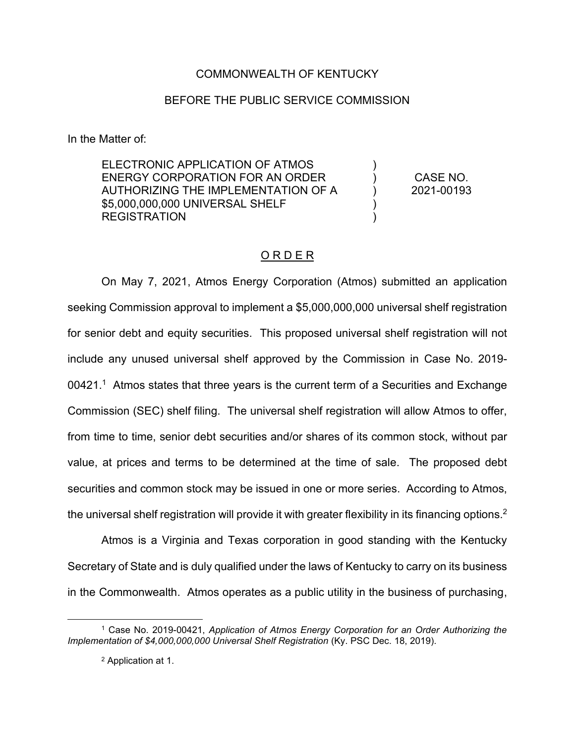COMMONWEALTH OF KENTUCKY

BEFORE THE PUBLIC SERVICE COMMISSION

In the Matter of:

| | | |
|---|---|---|
| ELECTRONIC APPLICATION OF ATMOS ENERGY CORPORATION FOR AN ORDER AUTHORIZING THE IMPLEMENTATION OF A $5,000,000,000 UNIVERSAL SHELF REGISTRATION | ) ) ) ) ) | CASE NO. 2021-00193 |

## O R D E R

On May 7, 2021, Atmos Energy Corporation (Atmos) submitted an application seeking Commission approval to implement a $5,000,000,000 universal shelf registration for senior debt and equity securities. This proposed universal shelf registration will not include any unused universal shelf approved by the Commission in Case No. 2019-00421.[1] Atmos states that three years is the current term of a Securities and Exchange Commission (SEC) shelf filing. The universal shelf registration will allow Atmos to offer, from time to time, senior debt securities and/or shares of its common stock, without par value, at prices and terms to be determined at the time of sale. The proposed debt securities and common stock may be issued in one or more series. According to Atmos, the universal shelf registration will provide it with greater flexibility in its financing options.[2]

Atmos is a Virginia and Texas corporation in good standing with the Kentucky Secretary of State and is duly qualified under the laws of Kentucky to carry on its business in the Commonwealth. Atmos operates as a public utility in the business of purchasing,

---

[1] Case No. 2019-00421, *Application of Atmos Energy Corporation for an Order Authorizing the Implementation of $4,000,000,000 Universal Shelf Registration* (Ky. PSC Dec. 18, 2019).

[2] Application at 1.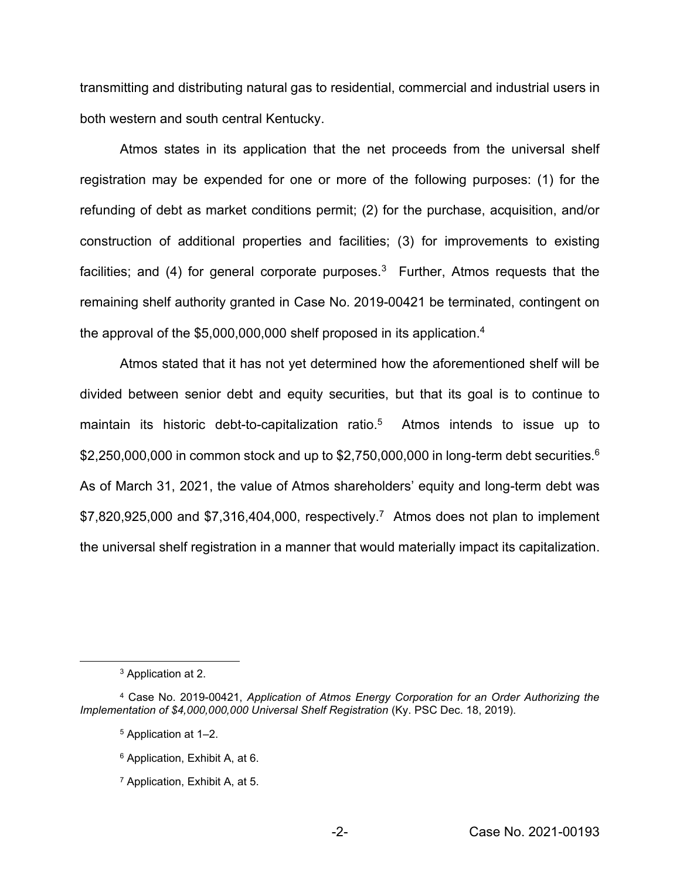transmitting and distributing natural gas to residential, commercial and industrial users in both western and south central Kentucky.

Atmos states in its application that the net proceeds from the universal shelf registration may be expended for one or more of the following purposes: (1) for the refunding of debt as market conditions permit; (2) for the purchase, acquisition, and/or construction of additional properties and facilities; (3) for improvements to existing facilities; and (4) for general corporate purposes.[3] Further, Atmos requests that the remaining shelf authority granted in Case No. 2019-00421 be terminated, contingent on the approval of the $5,000,000,000 shelf proposed in its application.[4]

Atmos stated that it has not yet determined how the aforementioned shelf will be divided between senior debt and equity securities, but that its goal is to continue to maintain its historic debt-to-capitalization ratio.[5] Atmos intends to issue up to $2,250,000,000 in common stock and up to $2,750,000,000 in long-term debt securities.[6] As of March 31, 2021, the value of Atmos shareholders' equity and long-term debt was $7,820,925,000 and $7,316,404,000, respectively.[7] Atmos does not plan to implement the universal shelf registration in a manner that would materially impact its capitalization.

---

[3] Application at 2.

[4] Case No. 2019-00421, *Application of Atmos Energy Corporation for an Order Authorizing the Implementation of $4,000,000,000 Universal Shelf Registration* (Ky. PSC Dec. 18, 2019).

[5] Application at 1–2.

[6] Application, Exhibit A, at 6.

[7] Application, Exhibit A, at 5.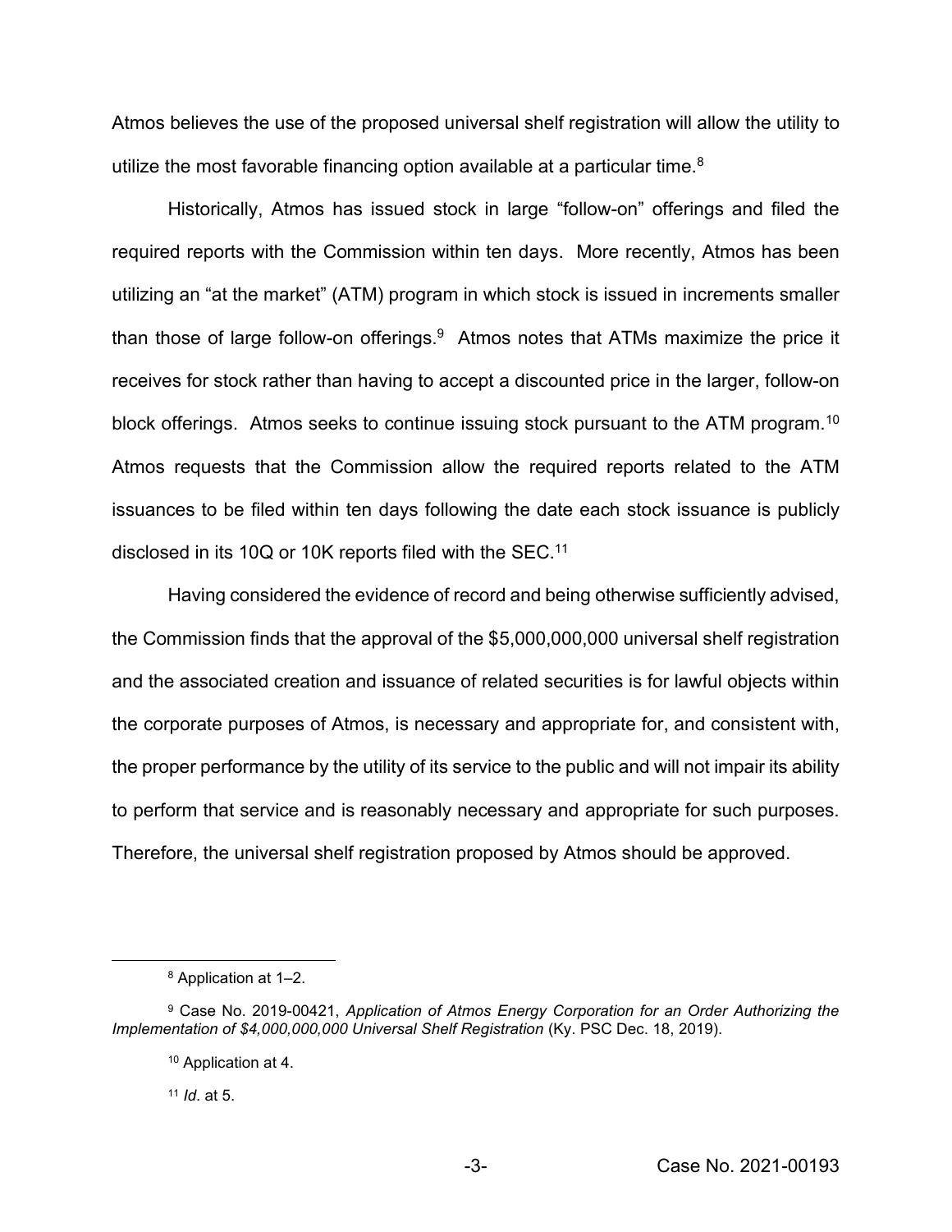Atmos believes the use of the proposed universal shelf registration will allow the utility to utilize the most favorable financing option available at a particular time.[8]

Historically, Atmos has issued stock in large "follow-on" offerings and filed the required reports with the Commission within ten days. More recently, Atmos has been utilizing an "at the market" (ATM) program in which stock is issued in increments smaller than those of large follow-on offerings.[9] Atmos notes that ATMs maximize the price it receives for stock rather than having to accept a discounted price in the larger, follow-on block offerings. Atmos seeks to continue issuing stock pursuant to the ATM program.[10] Atmos requests that the Commission allow the required reports related to the ATM issuances to be filed within ten days following the date each stock issuance is publicly disclosed in its 10Q or 10K reports filed with the SEC.[11]

Having considered the evidence of record and being otherwise sufficiently advised, the Commission finds that the approval of the $5,000,000,000 universal shelf registration and the associated creation and issuance of related securities is for lawful objects within the corporate purposes of Atmos, is necessary and appropriate for, and consistent with, the proper performance by the utility of its service to the public and will not impair its ability to perform that service and is reasonably necessary and appropriate for such purposes. Therefore, the universal shelf registration proposed by Atmos should be approved.

---

[8] Application at 1–2.

[9] Case No. 2019-00421, *Application of Atmos Energy Corporation for an Order Authorizing the Implementation of $4,000,000,000 Universal Shelf Registration* (Ky. PSC Dec. 18, 2019).

[10] Application at 4.

[11] *Id*. at 5.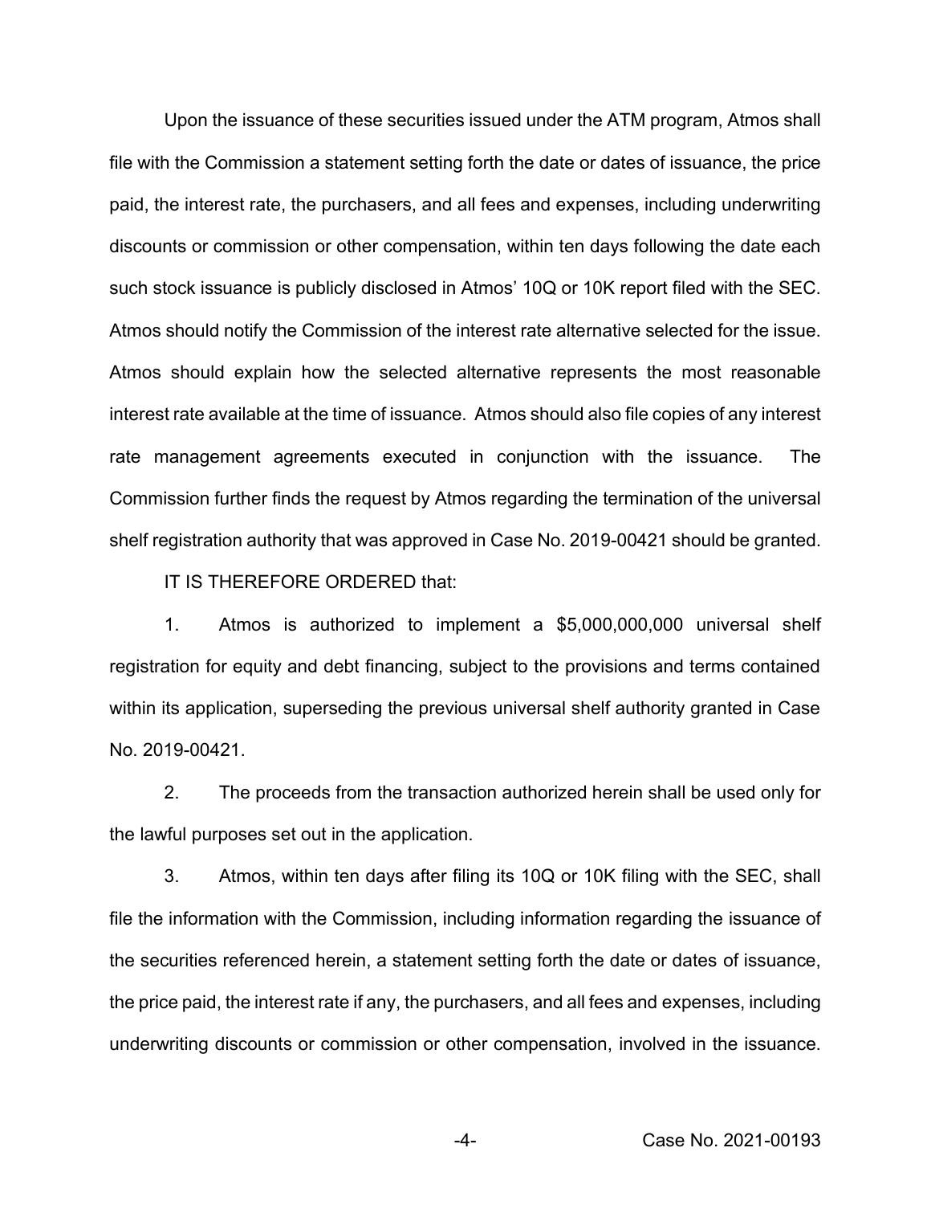Upon the issuance of these securities issued under the ATM program, Atmos shall file with the Commission a statement setting forth the date or dates of issuance, the price paid, the interest rate, the purchasers, and all fees and expenses, including underwriting discounts or commission or other compensation, within ten days following the date each such stock issuance is publicly disclosed in Atmos' 10Q or 10K report filed with the SEC. Atmos should notify the Commission of the interest rate alternative selected for the issue. Atmos should explain how the selected alternative represents the most reasonable interest rate available at the time of issuance. Atmos should also file copies of any interest rate management agreements executed in conjunction with the issuance. The Commission further finds the request by Atmos regarding the termination of the universal shelf registration authority that was approved in Case No. 2019-00421 should be granted.

IT IS THEREFORE ORDERED that:

1. Atmos is authorized to implement a $5,000,000,000 universal shelf registration for equity and debt financing, subject to the provisions and terms contained within its application, superseding the previous universal shelf authority granted in Case No. 2019-00421.

2. The proceeds from the transaction authorized herein shall be used only for the lawful purposes set out in the application.

3. Atmos, within ten days after filing its 10Q or 10K filing with the SEC, shall file the information with the Commission, including information regarding the issuance of the securities referenced herein, a statement setting forth the date or dates of issuance, the price paid, the interest rate if any, the purchasers, and all fees and expenses, including underwriting discounts or commission or other compensation, involved in the issuance.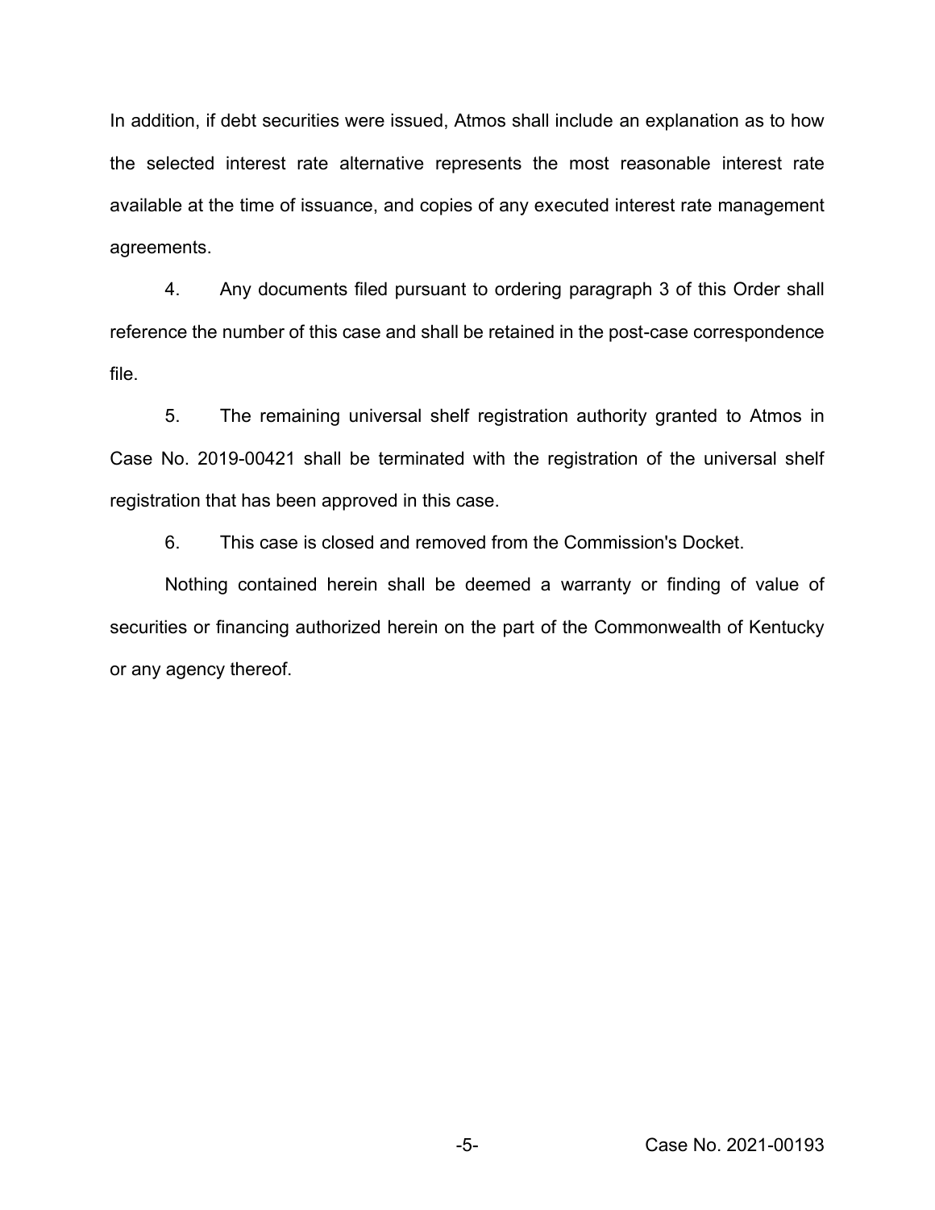In addition, if debt securities were issued, Atmos shall include an explanation as to how the selected interest rate alternative represents the most reasonable interest rate available at the time of issuance, and copies of any executed interest rate management agreements.

4. Any documents filed pursuant to ordering paragraph 3 of this Order shall reference the number of this case and shall be retained in the post-case correspondence file.

5. The remaining universal shelf registration authority granted to Atmos in Case No. 2019-00421 shall be terminated with the registration of the universal shelf registration that has been approved in this case.

6. This case is closed and removed from the Commission's Docket.

Nothing contained herein shall be deemed a warranty or finding of value of securities or financing authorized herein on the part of the Commonwealth of Kentucky or any agency thereof.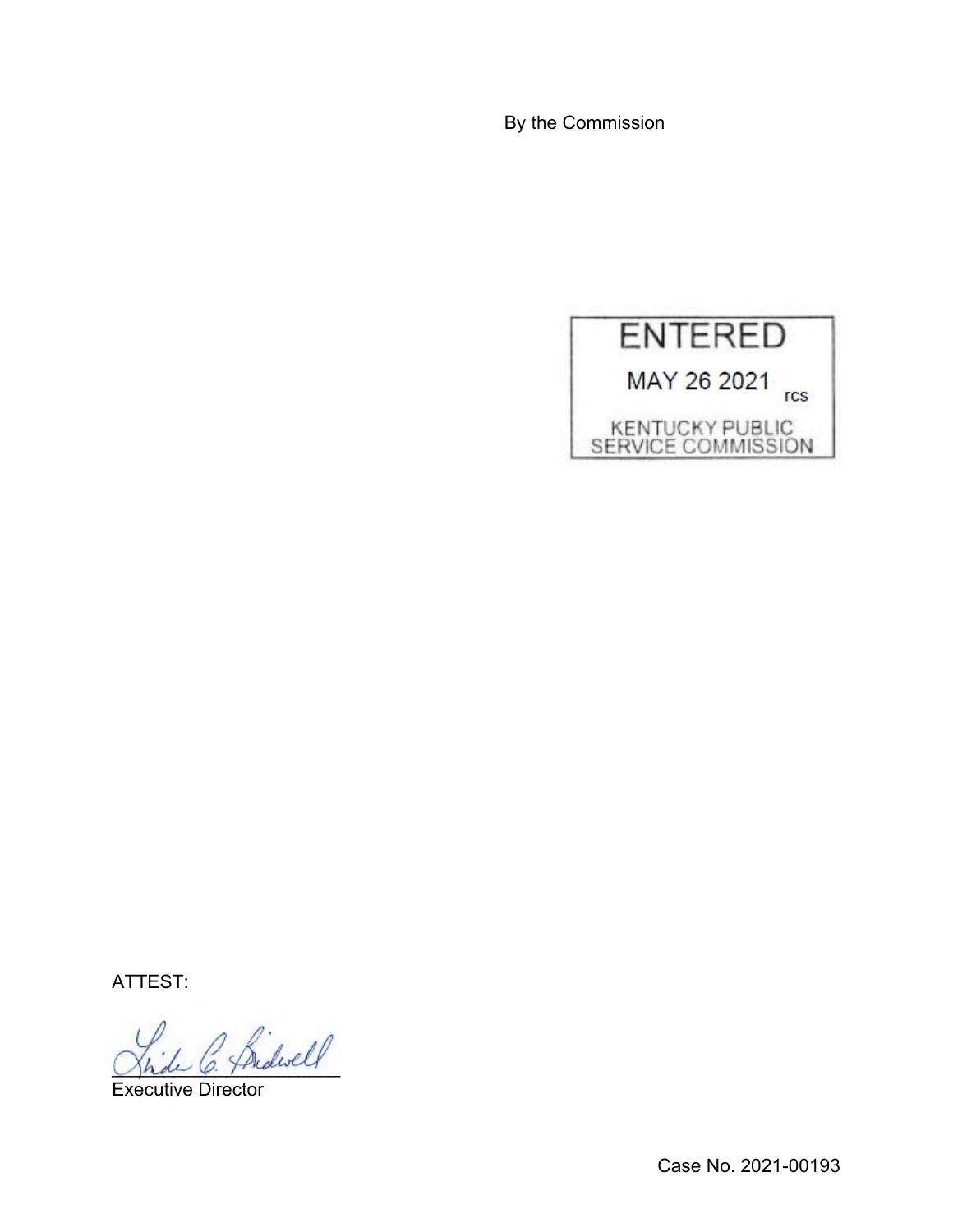By the Commission

ENTERED

MAY 26 2021 rcs

KENTUCKY PUBLIC SERVICE COMMISSION

ATTEST:

Executive Director

Case No. 2021-00193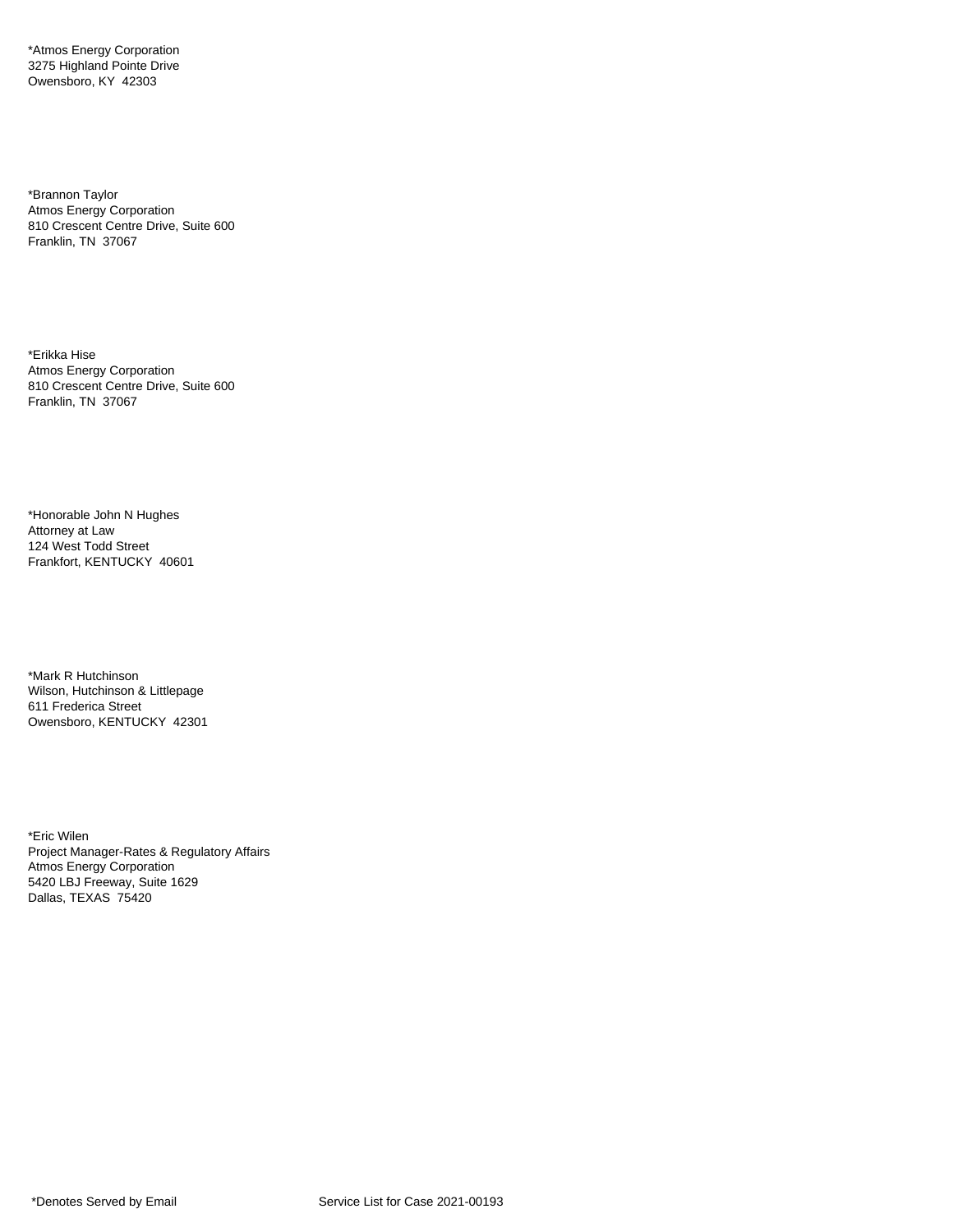*Atmos Energy Corporation
3275 Highland Pointe Drive
Owensboro, KY  42303

*Brannon Taylor
Atmos Energy Corporation
810 Crescent Centre Drive, Suite 600
Franklin, TN  37067

*Erikka Hise
Atmos Energy Corporation
810 Crescent Centre Drive, Suite 600
Franklin, TN  37067

*Honorable John N Hughes
Attorney at Law
124 West Todd Street
Frankfort, KENTUCKY  40601

*Mark R Hutchinson
Wilson, Hutchinson & Littlepage
611 Frederica Street
Owensboro, KENTUCKY  42301

*Eric Wilen
Project Manager-Rates & Regulatory Affairs
Atmos Energy Corporation
5420 LBJ Freeway, Suite 1629
Dallas, TEXAS  75420

*Denotes Served by Email

Service List for Case 2021-00193